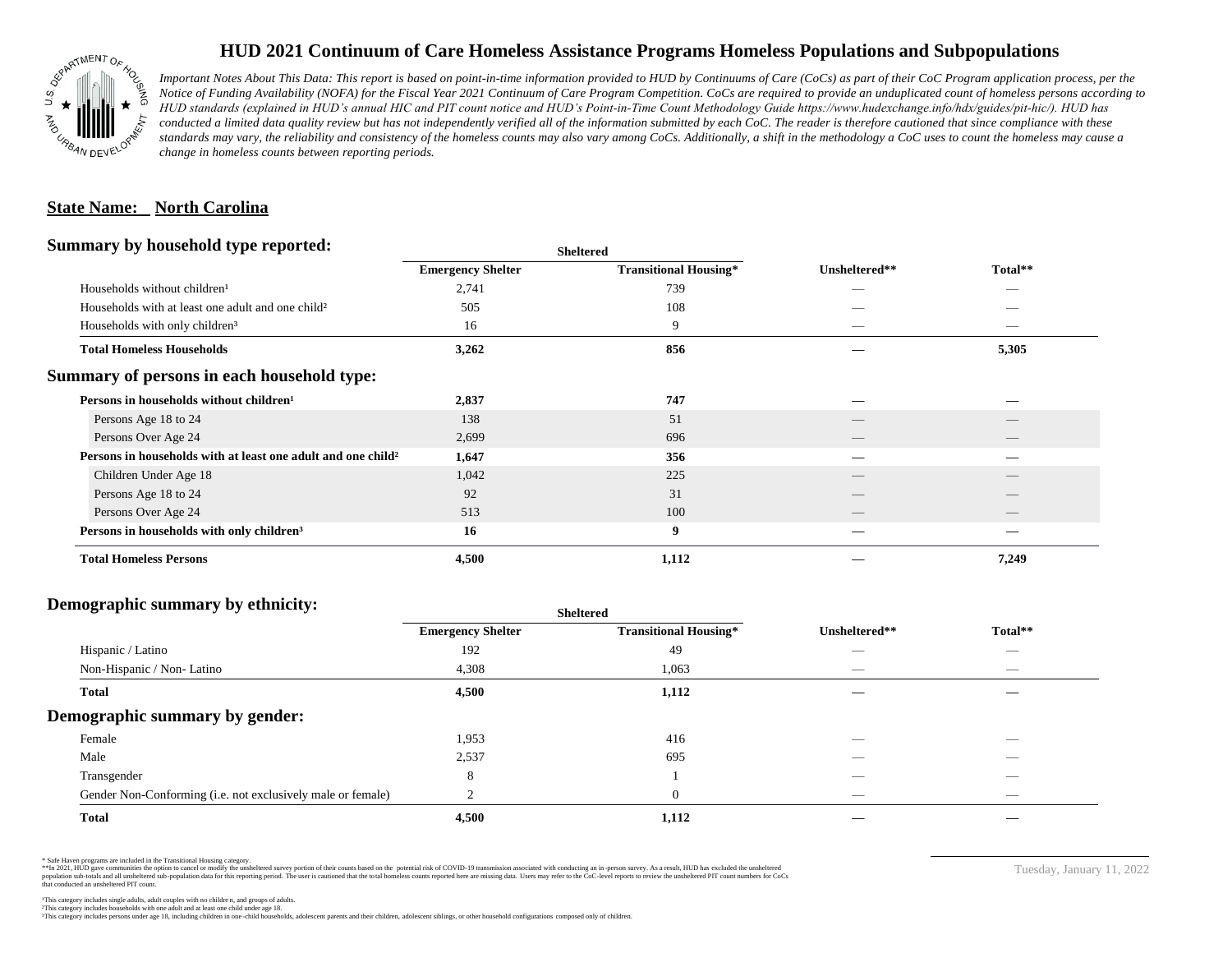# HUD 2021 Continuum of Care Homeless Assistance Programs Homeless Populations and Subpopulations

*Important Notes About This Data: This report is based on point-in-time information provided to HUD by Continuums of Care (CoCs) as part of their CoC Program application process, per the Notice of Funding Availability (NOFA) for the Fiscal Year 2021 Continuum of Care Program Competition. CoCs are required to provide an unduplicated count of homeless persons according to HUD standards (explained in HUD's annual HIC and PIT count notice and HUD's Point-in-Time Count Methodology Guide https://www.hudexchange.info/hdx/guides/pit-hic/). HUD has conducted a limited data quality review but has not independently verified all of the information submitted by each CoC. The reader is therefore cautioned that since compliance with these standards may vary, the reliability and consistency of the homeless counts may also vary among CoCs. Additionally, a shift in the methodology a CoC uses to count the homeless may cause a change in homeless counts between reporting periods.*

## State Name: North Carolina

### Summary by household type reported:

| | Sheltered | | | |
|---|---|---|---|---|
| | Emergency Shelter | Transitional Housing* | Unsheltered** | Total** |
| Households without children¹ | 2,741 | 739 | — | — |
| Households with at least one adult and one child² | 505 | 108 | — | — |
| Households with only children³ | 16 | 9 | — | — |
| **Total Homeless Households** | **3,262** | **856** | **—** | **5,305** |

### Summary of persons in each household type:

| | Emergency Shelter | Transitional Housing* | Unsheltered** | Total** |
|---|---|---|---|---|
| **Persons in households without children¹** | **2,837** | **747** | **—** | **—** |
| Persons Age 18 to 24 | 138 | 51 | — | — |
| Persons Over Age 24 | 2,699 | 696 | — | — |
| **Persons in households with at least one adult and one child²** | **1,647** | **356** | **—** | **—** |
| Children Under Age 18 | 1,042 | 225 | — | — |
| Persons Age 18 to 24 | 92 | 31 | — | — |
| Persons Over Age 24 | 513 | 100 | — | — |
| **Persons in households with only children³** | **16** | **9** | **—** | **—** |
| **Total Homeless Persons** | **4,500** | **1,112** | **—** | **7,249** |

### Demographic summary by ethnicity:

| | Sheltered | | | |
|---|---|---|---|---|
| | Emergency Shelter | Transitional Housing* | Unsheltered** | Total** |
| Hispanic / Latino | 192 | 49 | — | — |
| Non-Hispanic / Non- Latino | 4,308 | 1,063 | — | — |
| **Total** | **4,500** | **1,112** | **—** | **—** |

### Demographic summary by gender:

| | Emergency Shelter | Transitional Housing* | Unsheltered** | Total** |
|---|---|---|---|---|
| Female | 1,953 | 416 | — | — |
| Male | 2,537 | 695 | — | — |
| Transgender | 8 | 1 | — | — |
| Gender Non-Conforming (i.e. not exclusively male or female) | 2 | 0 | — | — |
| **Total** | **4,500** | **1,112** | **—** | **—** |

\* Safe Haven programs are included in the Transitional Housing category.
\*\*In 2021, HUD gave communities the option to cancel or modify the unsheltered survey portion of their counts based on the potential risk of COVID-19 transmission associated with conducting an in-person survey. As a result, HUD has excluded the unsheltered population sub-totals and all unsheltered sub-population data for this reporting period. The user is cautioned that the total homeless counts reported here are missing data. Users may refer to the CoC-level reports to review the unsheltered PIT count numbers for CoCs that conducted an unsheltered PIT count.

¹This category includes single adults, adult couples with no children, and groups of adults.
²This category includes households with one adult and at least one child under age 18.
³This category includes persons under age 18, including children in one-child households, adolescent parents and their children, adolescent siblings, or other household configurations composed only of children.

Tuesday, January 11, 2022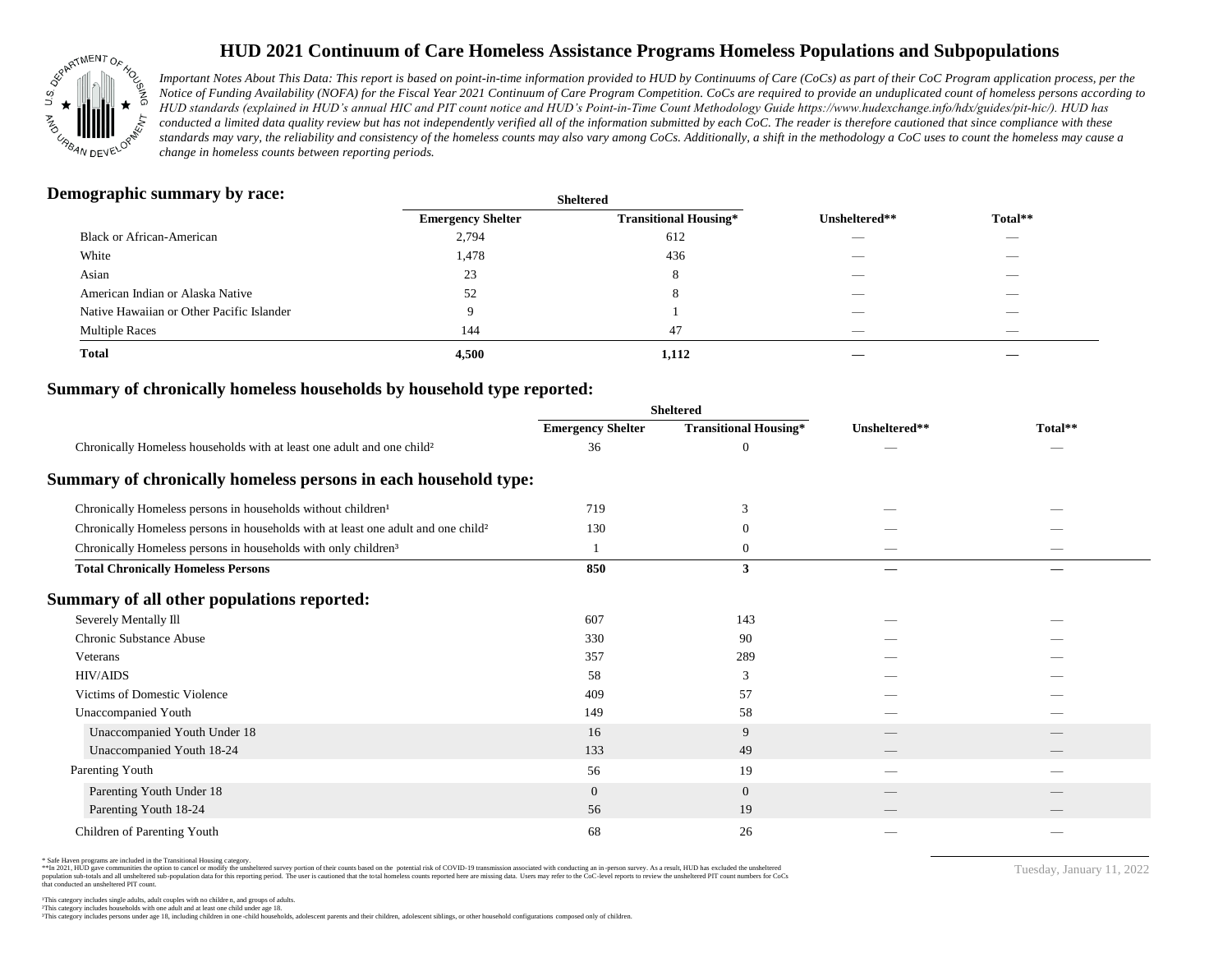# HUD 2021 Continuum of Care Homeless Assistance Programs Homeless Populations and Subpopulations

*Important Notes About This Data: This report is based on point-in-time information provided to HUD by Continuums of Care (CoCs) as part of their CoC Program application process, per the Notice of Funding Availability (NOFA) for the Fiscal Year 2021 Continuum of Care Program Competition. CoCs are required to provide an unduplicated count of homeless persons according to HUD standards (explained in HUD's annual HIC and PIT count notice and HUD's Point-in-Time Count Methodology Guide https://www.hudexchange.info/hdx/guides/pit-hic/). HUD has conducted a limited data quality review but has not independently verified all of the information submitted by each CoC. The reader is therefore cautioned that since compliance with these standards may vary, the reliability and consistency of the homeless counts may also vary among CoCs. Additionally, a shift in the methodology a CoC uses to count the homeless may cause a change in homeless counts between reporting periods.*

## Demographic summary by race:

| | Sheltered | | | |
|---|---|---|---|---|
| | **Emergency Shelter** | **Transitional Housing*** | **Unsheltered**** | **Total**** |
| Black or African-American | 2,794 | 612 | — | — |
| White | 1,478 | 436 | — | — |
| Asian | 23 | 8 | — | — |
| American Indian or Alaska Native | 52 | 8 | — | — |
| Native Hawaiian or Other Pacific Islander | 9 | 1 | — | — |
| Multiple Races | 144 | 47 | — | — |
| **Total** | **4,500** | **1,112** | **—** | **—** |

## Summary of chronically homeless households by household type reported:

| | Sheltered | | | |
|---|---|---|---|---|
| | **Emergency Shelter** | **Transitional Housing*** | **Unsheltered**** | **Total**** |
| Chronically Homeless households with at least one adult and one child² | 36 | 0 | — | — |

## Summary of chronically homeless persons in each household type:

| | Emergency Shelter | Transitional Housing* | Unsheltered** | Total** |
|---|---|---|---|---|
| Chronically Homeless persons in households without children¹ | 719 | 3 | — | — |
| Chronically Homeless persons in households with at least one adult and one child² | 130 | 0 | — | — |
| Chronically Homeless persons in households with only children³ | 1 | 0 | — | — |
| **Total Chronically Homeless Persons** | **850** | **3** | **—** | **—** |

## Summary of all other populations reported:

| | Emergency Shelter | Transitional Housing* | Unsheltered** | Total** |
|---|---|---|---|---|
| Severely Mentally Ill | 607 | 143 | — | — |
| Chronic Substance Abuse | 330 | 90 | — | — |
| Veterans | 357 | 289 | — | — |
| HIV/AIDS | 58 | 3 | — | — |
| Victims of Domestic Violence | 409 | 57 | — | — |
| Unaccompanied Youth | 149 | 58 | — | — |
| Unaccompanied Youth Under 18 | 16 | 9 | — | — |
| Unaccompanied Youth 18-24 | 133 | 49 | — | — |
| Parenting Youth | 56 | 19 | — | — |
| Parenting Youth Under 18 | 0 | 0 | — | — |
| Parenting Youth 18-24 | 56 | 19 | — | — |
| Children of Parenting Youth | 68 | 26 | — | — |

\* Safe Haven programs are included in the Transitional Housing category.

\*\*In 2021, HUD gave communities the option to cancel or modify the unsheltered survey portion of their counts based on the potential risk of COVID-19 transmission associated with conducting an in-person survey. As a result, HUD has excluded the unsheltered population sub-totals and all unsheltered sub-population data for this reporting period. The user is cautioned that the total homeless counts reported here are missing data. Users may refer to the CoC-level reports to review the unsheltered PIT count numbers for CoCs that conducted an unsheltered PIT count.

¹This category includes single adults, adult couples with no children, and groups of adults.
²This category includes households with one adult and at least one child under age 18.
³This category includes persons under age 18, including children in one-child households, adolescent parents and their children, adolescent siblings, or other household configurations composed only of children.

Tuesday, January 11, 2022